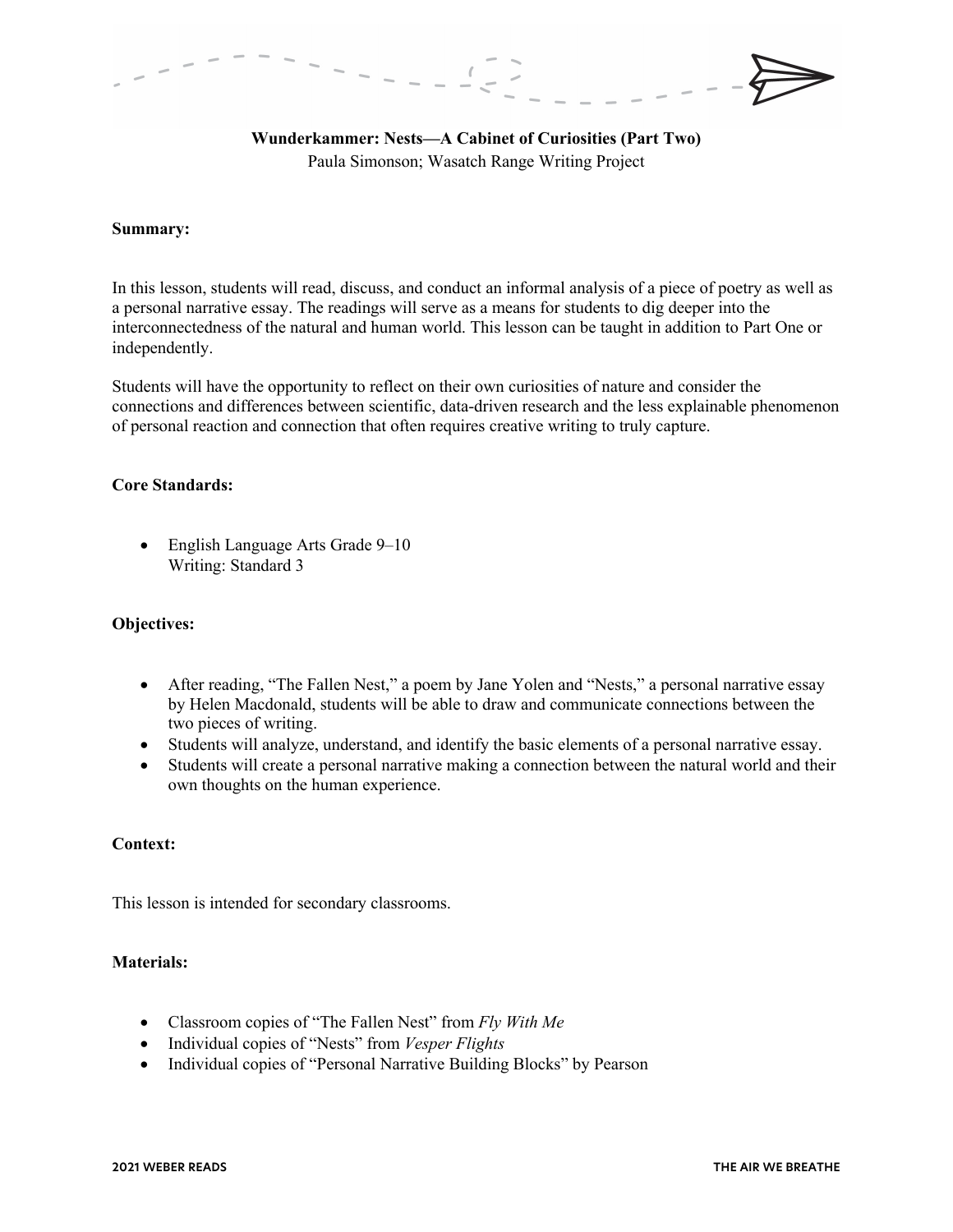**Wunderkammer: Nests—A Cabinet of Curiosities (Part Two)**

Paula Simonson; Wasatch Range Writing Project

**Summary:**

In this lesson, students will read, discuss, and conduct an informal analysis of a piece of poetry as well as a personal narrative essay. The readings will serve as a means for students to dig deeper into the interconnectedness of the natural and human world. This lesson can be taught in addition to Part One or independently.

Students will have the opportunity to reflect on their own curiosities of nature and consider the connections and differences between scientific, data-driven research and the less explainable phenomenon of personal reaction and connection that often requires creative writing to truly capture.

**Core Standards:**

- English Language Arts Grade 9–10
  Writing: Standard 3

**Objectives:**

- After reading, "The Fallen Nest," a poem by Jane Yolen and "Nests," a personal narrative essay by Helen Macdonald, students will be able to draw and communicate connections between the two pieces of writing.
- Students will analyze, understand, and identify the basic elements of a personal narrative essay.
- Students will create a personal narrative making a connection between the natural world and their own thoughts on the human experience.

**Context:**

This lesson is intended for secondary classrooms.

**Materials:**

- Classroom copies of "The Fallen Nest" from *Fly With Me*
- Individual copies of "Nests" from *Vesper Flights*
- Individual copies of "Personal Narrative Building Blocks" by Pearson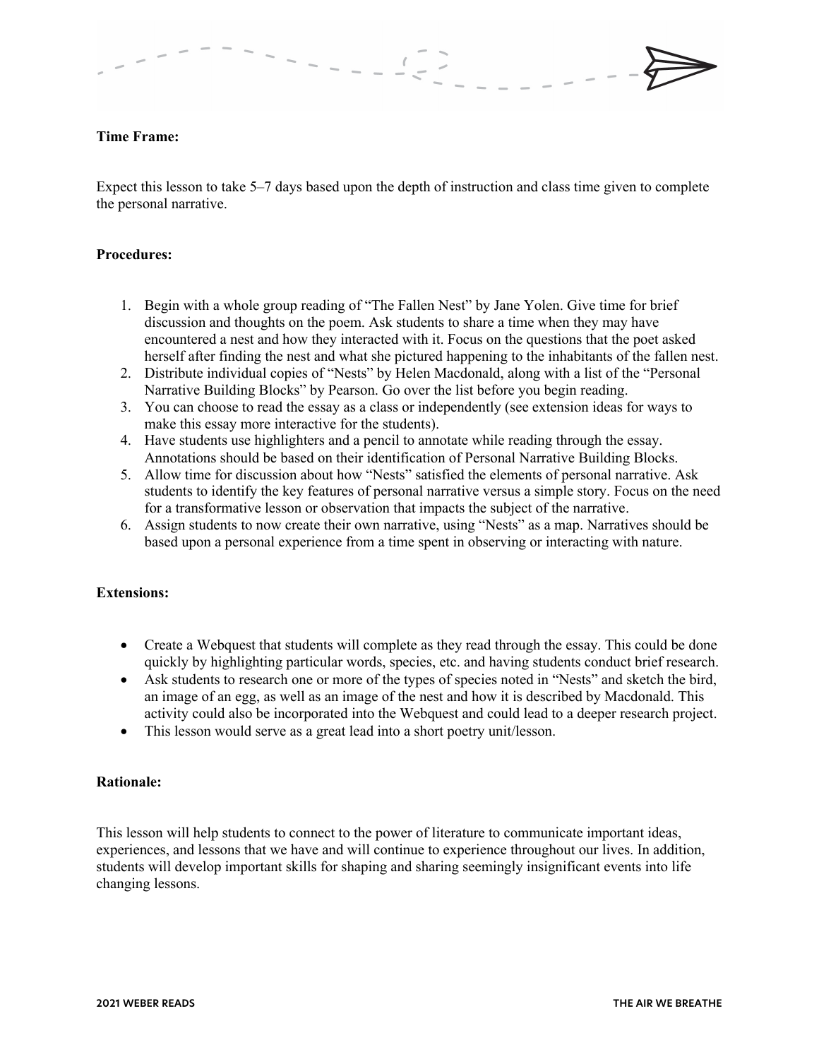**Time Frame:**

Expect this lesson to take 5–7 days based upon the depth of instruction and class time given to complete the personal narrative.

**Procedures:**

1. Begin with a whole group reading of "The Fallen Nest" by Jane Yolen. Give time for brief discussion and thoughts on the poem. Ask students to share a time when they may have encountered a nest and how they interacted with it. Focus on the questions that the poet asked herself after finding the nest and what she pictured happening to the inhabitants of the fallen nest.
2. Distribute individual copies of "Nests" by Helen Macdonald, along with a list of the "Personal Narrative Building Blocks" by Pearson. Go over the list before you begin reading.
3. You can choose to read the essay as a class or independently (see extension ideas for ways to make this essay more interactive for the students).
4. Have students use highlighters and a pencil to annotate while reading through the essay. Annotations should be based on their identification of Personal Narrative Building Blocks.
5. Allow time for discussion about how "Nests" satisfied the elements of personal narrative. Ask students to identify the key features of personal narrative versus a simple story. Focus on the need for a transformative lesson or observation that impacts the subject of the narrative.
6. Assign students to now create their own narrative, using "Nests" as a map. Narratives should be based upon a personal experience from a time spent in observing or interacting with nature.

**Extensions:**

- Create a Webquest that students will complete as they read through the essay. This could be done quickly by highlighting particular words, species, etc. and having students conduct brief research.
- Ask students to research one or more of the types of species noted in "Nests" and sketch the bird, an image of an egg, as well as an image of the nest and how it is described by Macdonald. This activity could also be incorporated into the Webquest and could lead to a deeper research project.
- This lesson would serve as a great lead into a short poetry unit/lesson.

**Rationale:**

This lesson will help students to connect to the power of literature to communicate important ideas, experiences, and lessons that we have and will continue to experience throughout our lives. In addition, students will develop important skills for shaping and sharing seemingly insignificant events into life changing lessons.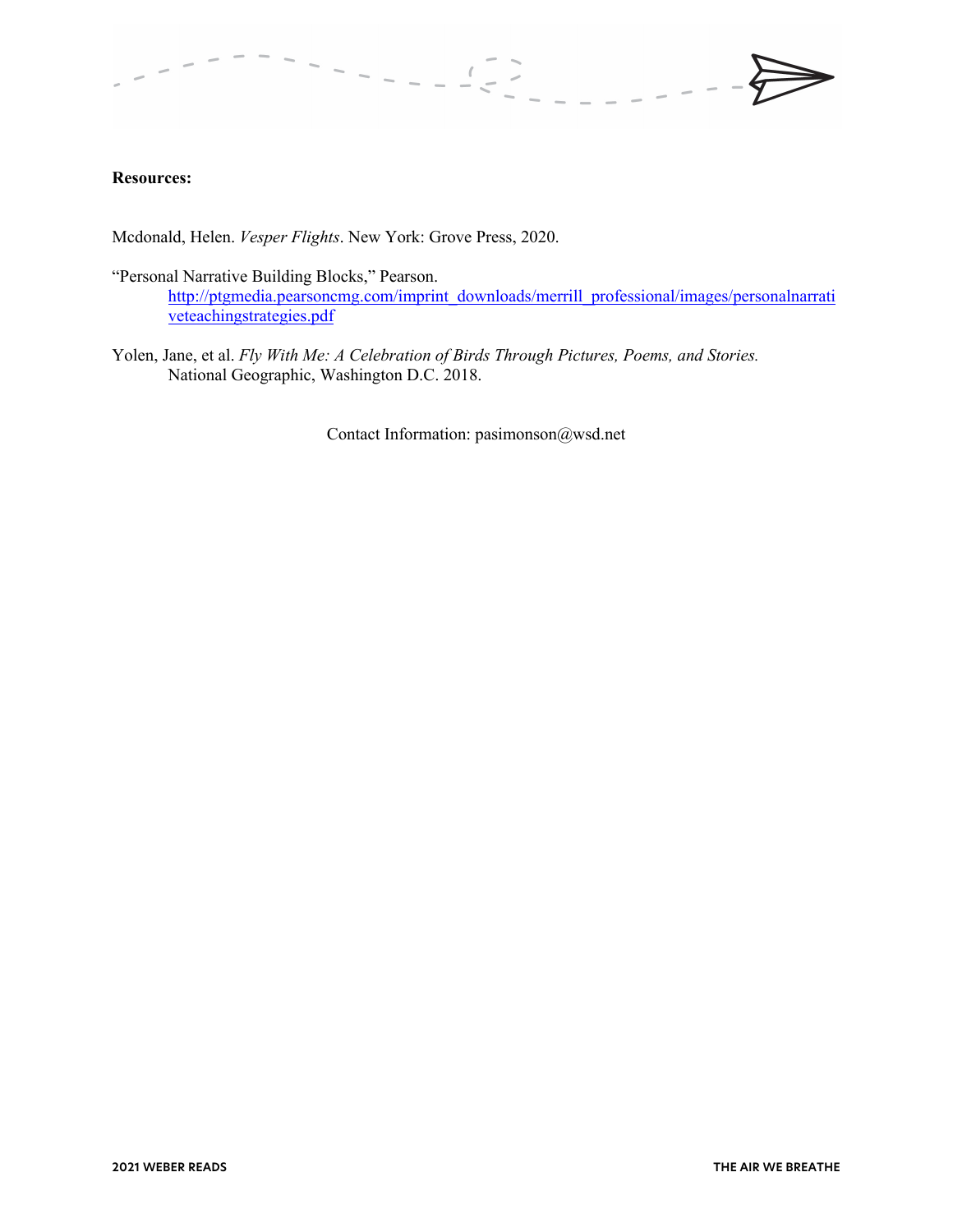**Resources:**

Mcdonald, Helen. *Vesper Flights*. New York: Grove Press, 2020.

"Personal Narrative Building Blocks," Pearson.
http://ptgmedia.pearsoncmg.com/imprint_downloads/merrill_professional/images/personalnarrativeteachingstrategies.pdf

Yolen, Jane, et al. *Fly With Me: A Celebration of Birds Through Pictures, Poems, and Stories.* National Geographic, Washington D.C. 2018.

Contact Information: pasimonson@wsd.net